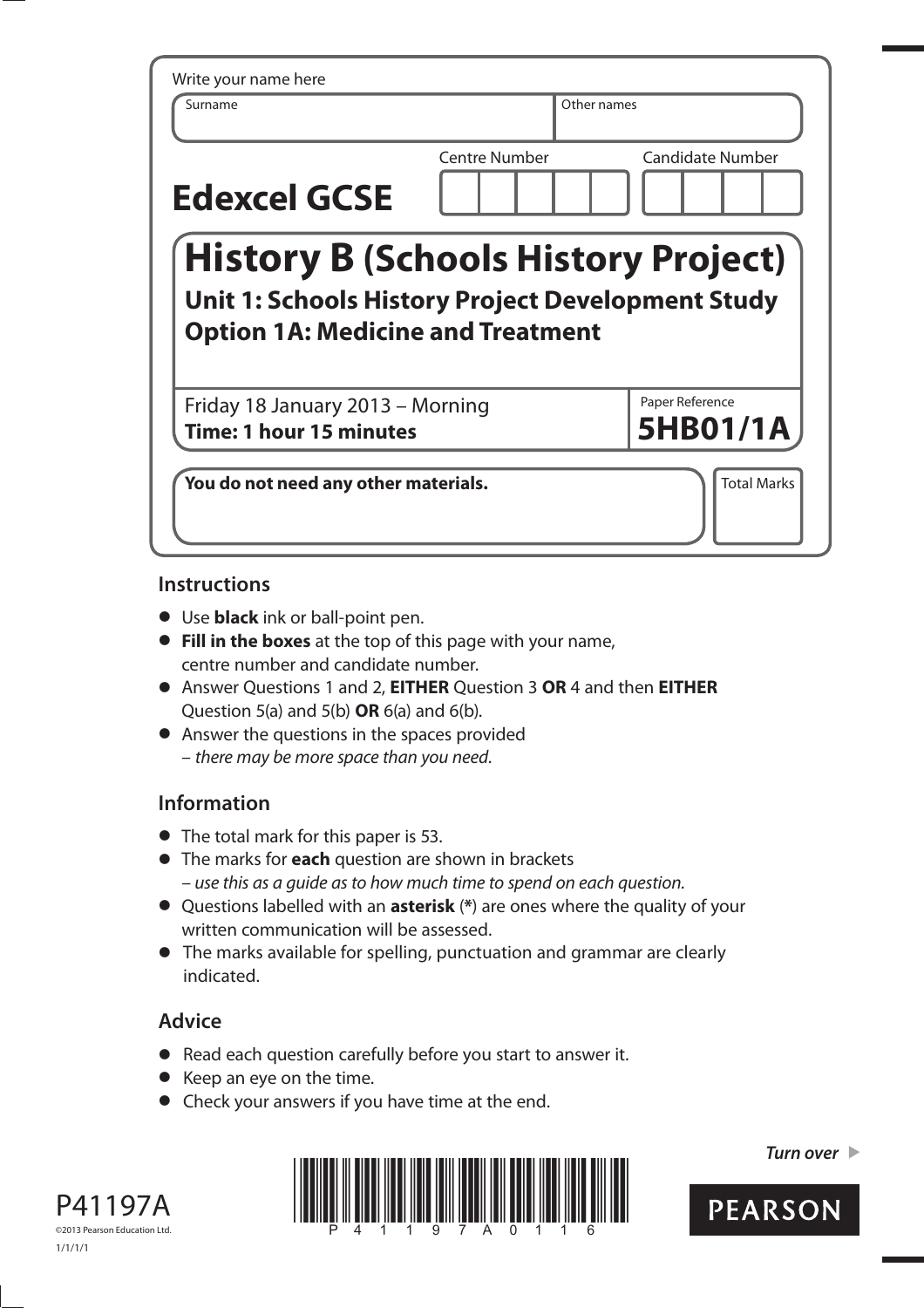Write your name here

| Surname | Other names |
|---|---|
| | |

# Edexcel GCSE

| Centre Number | Candidate Number |
|---|---|
| | |

# History B (Schools History Project)

## Unit 1: Schools History Project Development Study
## Option 1A: Medicine and Treatment

Friday 18 January 2013 – Morning
**Time: 1 hour 15 minutes**

Paper Reference
**5HB01/1A**

**You do not need any other materials.**

Total Marks

### Instructions

- Use **black** ink or ball-point pen.
- **Fill in the boxes** at the top of this page with your name, centre number and candidate number.
- Answer Questions 1 and 2, **EITHER** Question 3 **OR** 4 and then **EITHER** Question 5(a) and 5(b) **OR** 6(a) and 6(b).
- Answer the questions in the spaces provided – *there may be more space than you need*.

### Information

- The total mark for this paper is 53.
- The marks for **each** question are shown in brackets – *use this as a guide as to how much time to spend on each question.*
- Questions labelled with an **asterisk** (**\***) are ones where the quality of your written communication will be assessed.
- The marks available for spelling, punctuation and grammar are clearly indicated.

### Advice

- Read each question carefully before you start to answer it.
- Keep an eye on the time.
- Check your answers if you have time at the end.

*Turn over* ►

P41197A
©2013 Pearson Education Ltd.
1/1/1/1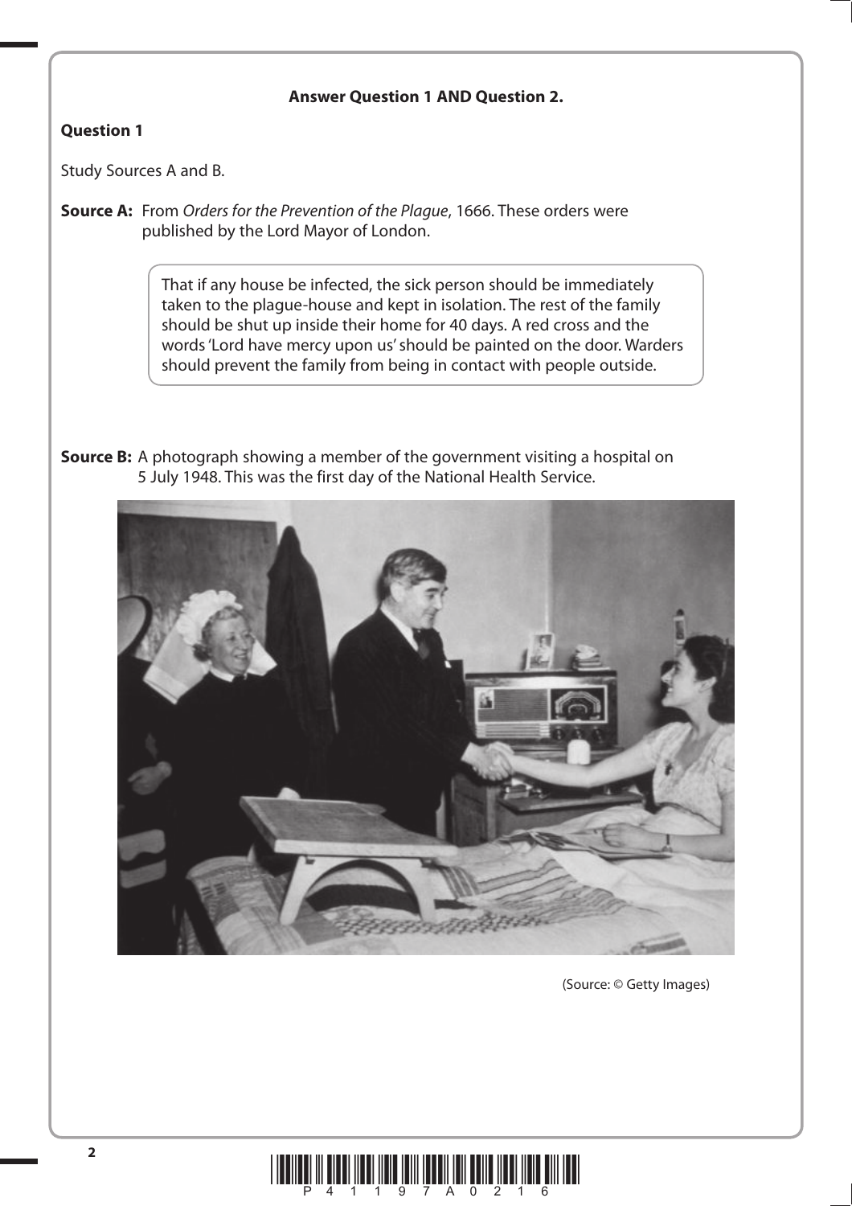**Answer Question 1 AND Question 2.**

**Question 1**

Study Sources A and B.

**Source A:** From *Orders for the Prevention of the Plague*, 1666. These orders were published by the Lord Mayor of London.

> That if any house be infected, the sick person should be immediately taken to the plague-house and kept in isolation. The rest of the family should be shut up inside their home for 40 days. A red cross and the words 'Lord have mercy upon us' should be painted on the door. Warders should prevent the family from being in contact with people outside.

**Source B:** A photograph showing a member of the government visiting a hospital on 5 July 1948. This was the first day of the National Health Service.

(Source: © Getty Images)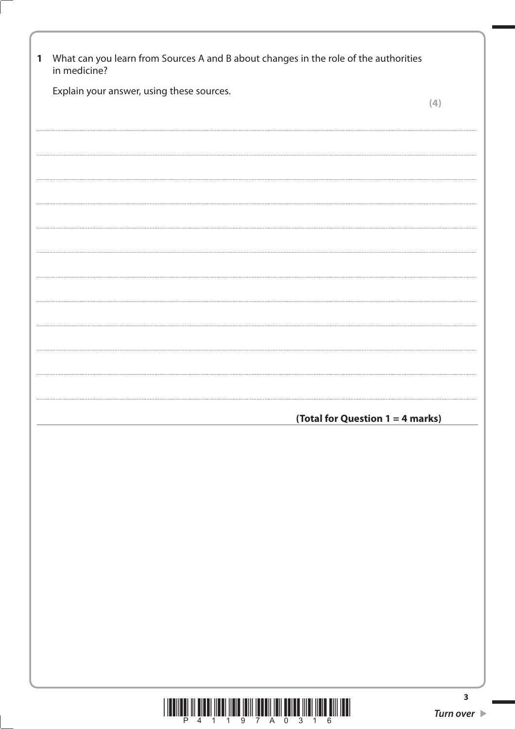**1** What can you learn from Sources A and B about changes in the role of the authorities in medicine?

Explain your answer, using these sources.

**(4)**

**(Total for Question 1 = 4 marks)**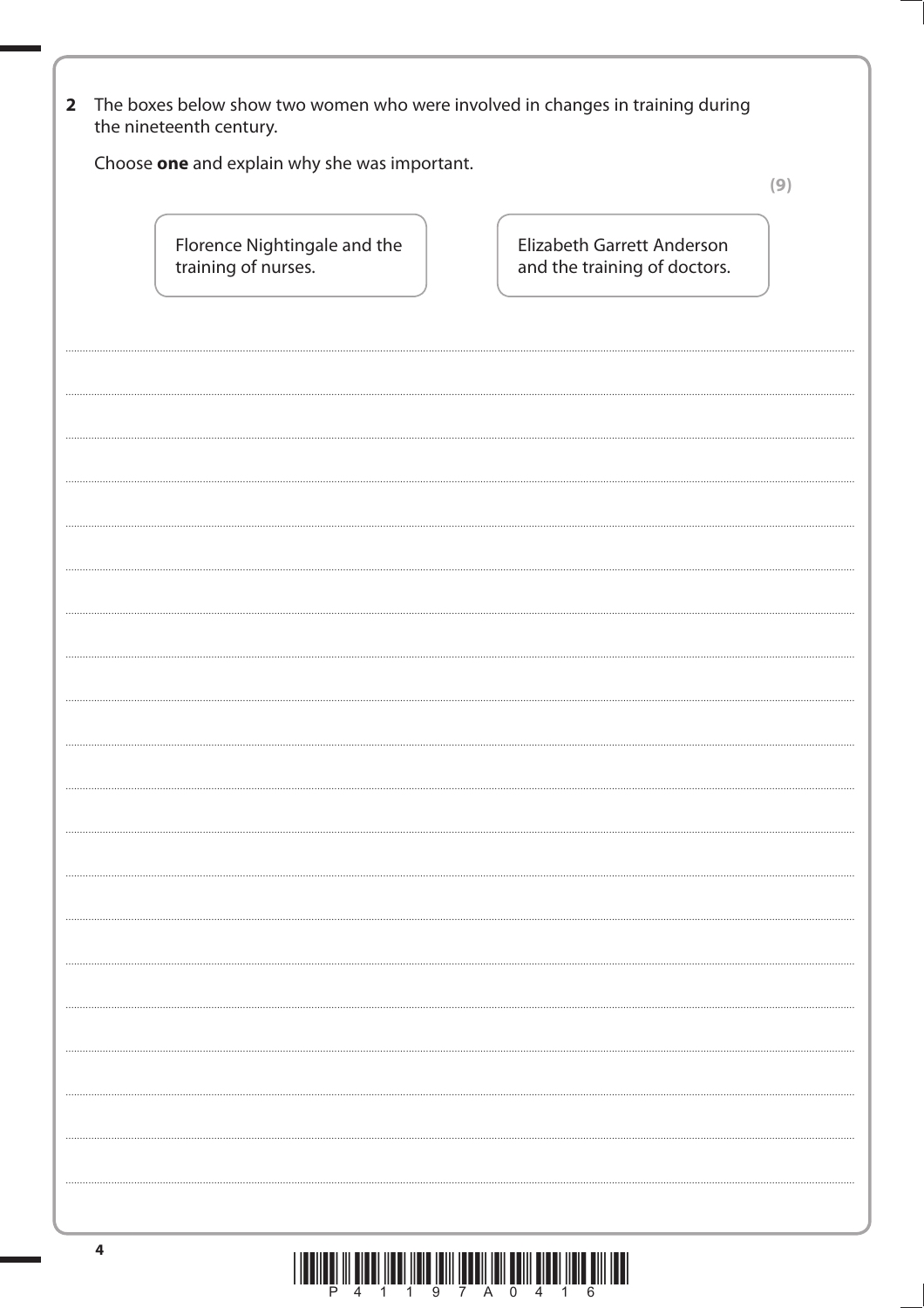**2** The boxes below show two women who were involved in changes in training during the nineteenth century.

Choose **one** and explain why she was important.

**(9)**

| Florence Nightingale and the training of nurses. | Elizabeth Garrett Anderson and the training of doctors. |
| --- | --- |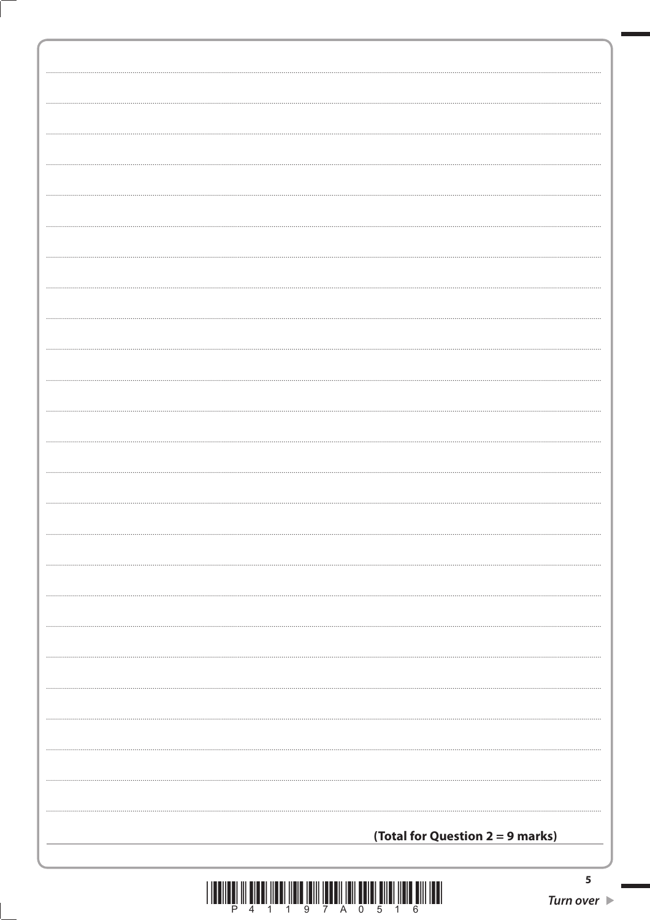**(Total for Question 2 = 9 marks)**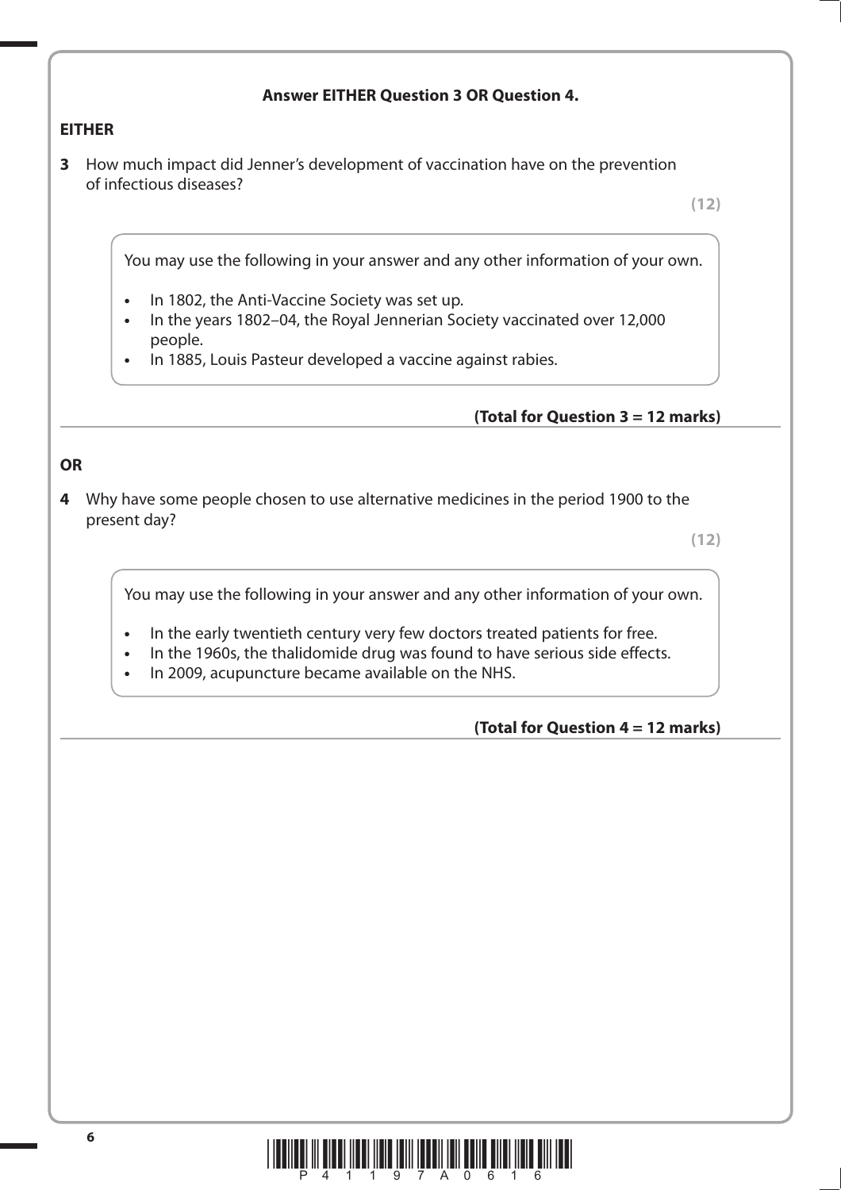**Answer EITHER Question 3 OR Question 4.**

**EITHER**

**3** How much impact did Jenner's development of vaccination have on the prevention of infectious diseases?

**(12)**

You may use the following in your answer and any other information of your own.

- In 1802, the Anti-Vaccine Society was set up.
- In the years 1802–04, the Royal Jennerian Society vaccinated over 12,000 people.
- In 1885, Louis Pasteur developed a vaccine against rabies.

**(Total for Question 3 = 12 marks)**

**OR**

**4** Why have some people chosen to use alternative medicines in the period 1900 to the present day?

**(12)**

You may use the following in your answer and any other information of your own.

- In the early twentieth century very few doctors treated patients for free.
- In the 1960s, the thalidomide drug was found to have serious side effects.
- In 2009, acupuncture became available on the NHS.

**(Total for Question 4 = 12 marks)**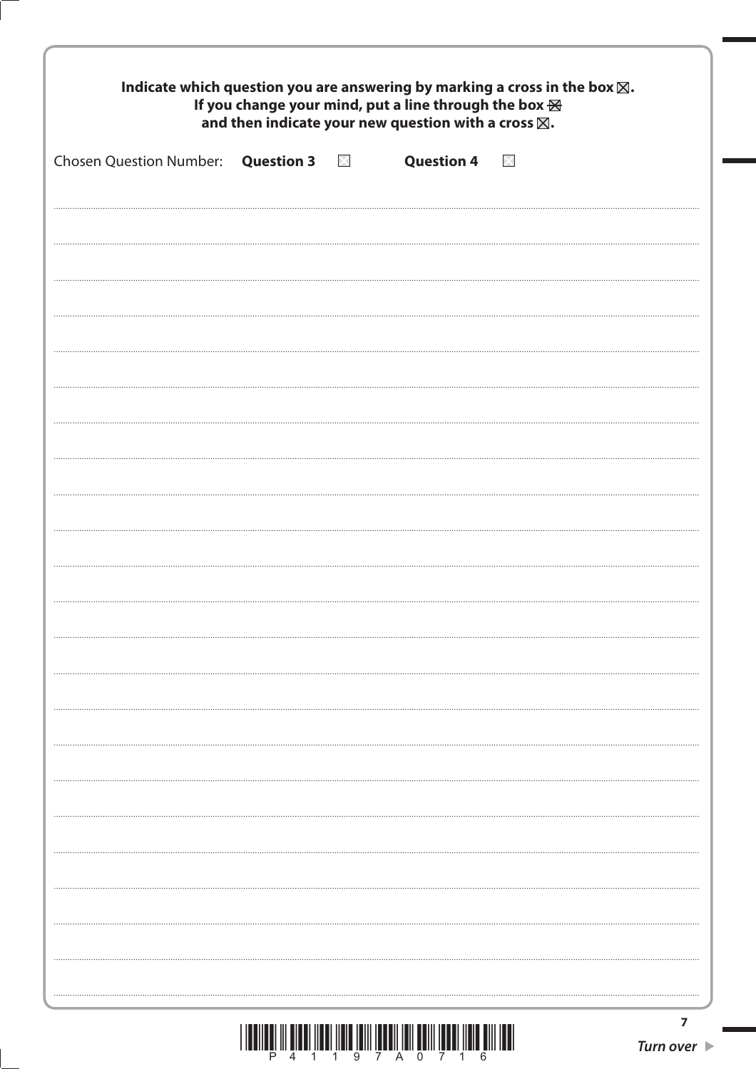**Indicate which question you are answering by marking a cross in the box ☒.**
**If you change your mind, put a line through the box ☒**
**and then indicate your new question with a cross ☒.**

Chosen Question Number: **Question 3** ☐ **Question 4** ☐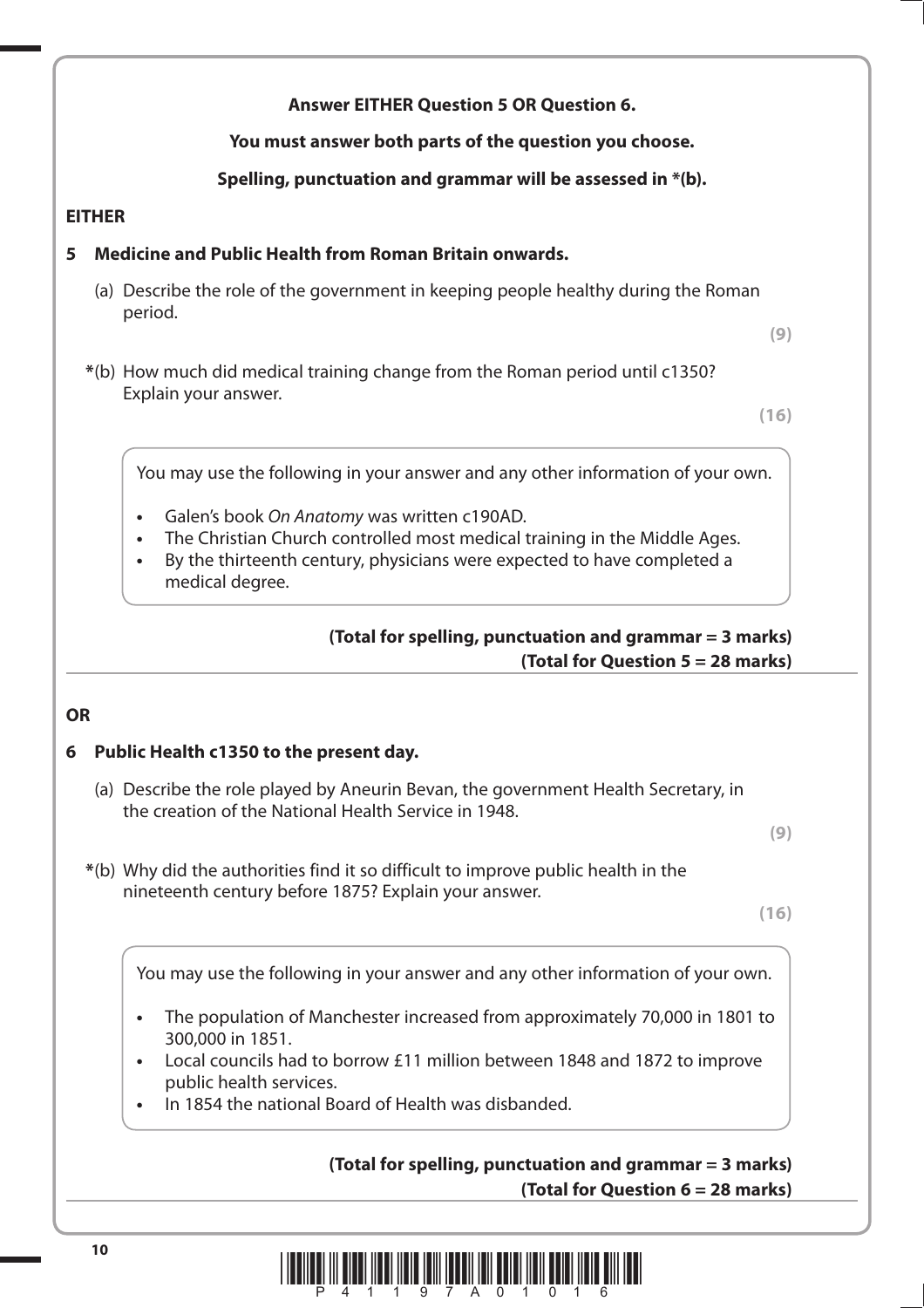**Answer EITHER Question 5 OR Question 6.**

**You must answer both parts of the question you choose.**

**Spelling, punctuation and grammar will be assessed in *(b).**

**EITHER**

**5 Medicine and Public Health from Roman Britain onwards.**

(a) Describe the role of the government in keeping people healthy during the Roman period.

**(9)**

*(b) How much did medical training change from the Roman period until c1350? Explain your answer.

**(16)**

> You may use the following in your answer and any other information of your own.
>
> - Galen's book *On Anatomy* was written c190AD.
> - The Christian Church controlled most medical training in the Middle Ages.
> - By the thirteenth century, physicians were expected to have completed a medical degree.

**(Total for spelling, punctuation and grammar = 3 marks)**
**(Total for Question 5 = 28 marks)**

---

**OR**

**6 Public Health c1350 to the present day.**

(a) Describe the role played by Aneurin Bevan, the government Health Secretary, in the creation of the National Health Service in 1948.

**(9)**

*(b) Why did the authorities find it so difficult to improve public health in the nineteenth century before 1875? Explain your answer.

**(16)**

> You may use the following in your answer and any other information of your own.
>
> - The population of Manchester increased from approximately 70,000 in 1801 to 300,000 in 1851.
> - Local councils had to borrow £11 million between 1848 and 1872 to improve public health services.
> - In 1854 the national Board of Health was disbanded.

**(Total for spelling, punctuation and grammar = 3 marks)**
**(Total for Question 6 = 28 marks)**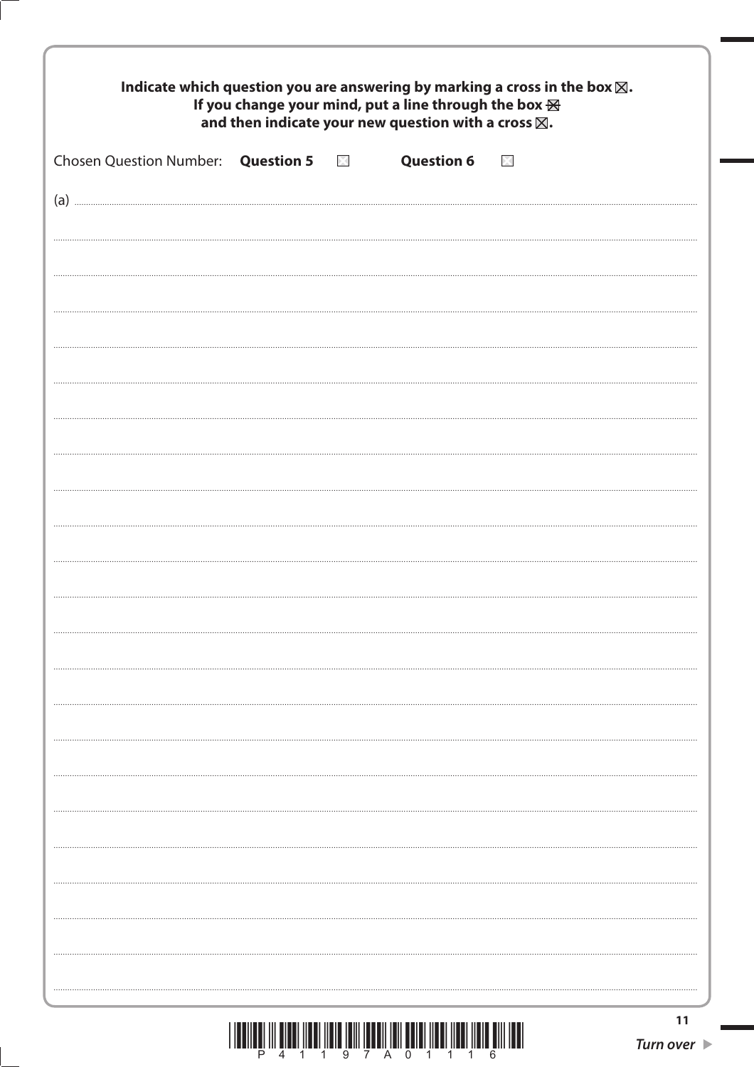**Indicate which question you are answering by marking a cross in the box ☒.**
**If you change your mind, put a line through the box ☒**
**and then indicate your new question with a cross ☒.**

Chosen Question Number: **Question 5** ☐ **Question 6** ☐

(a)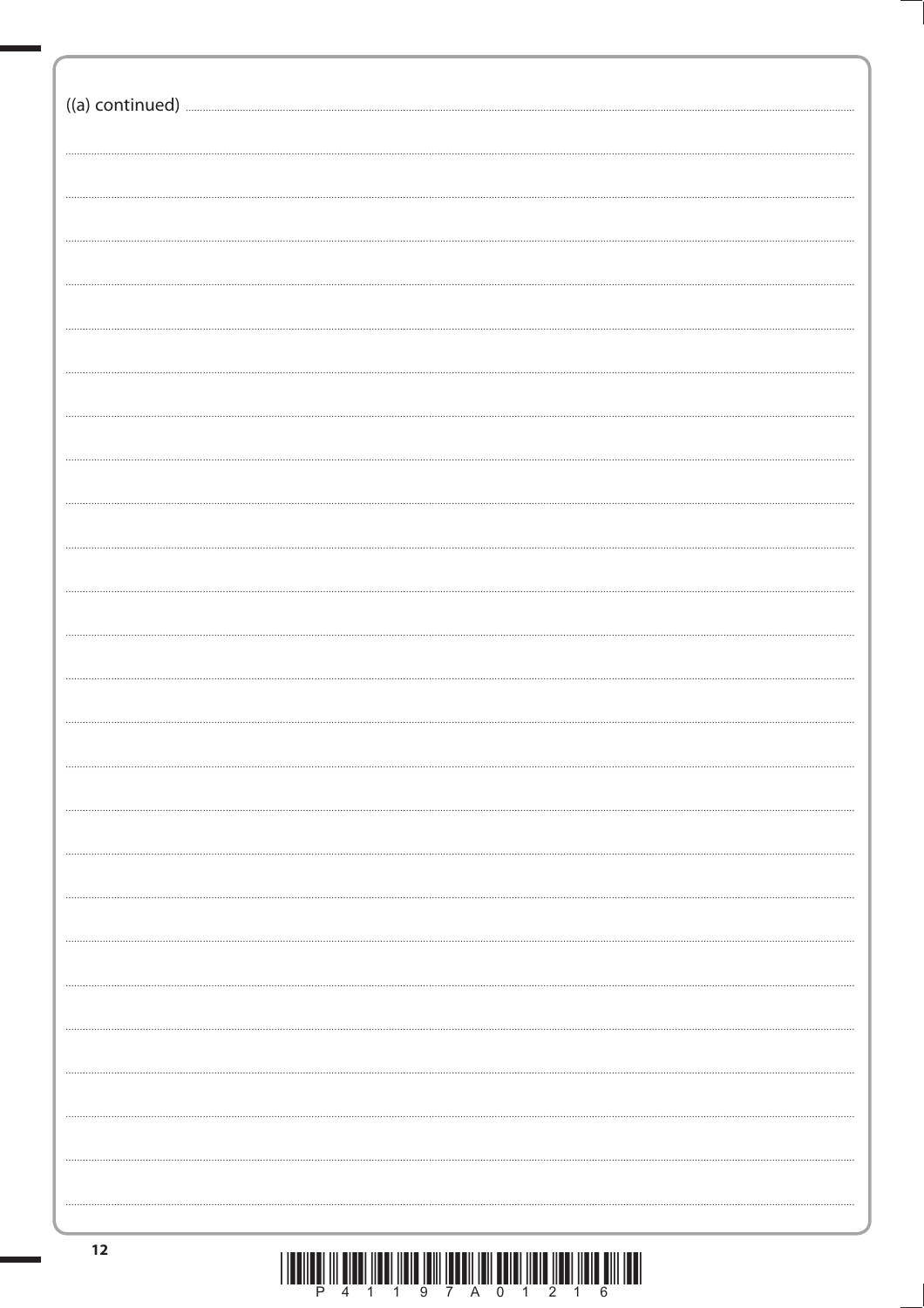((a) continued)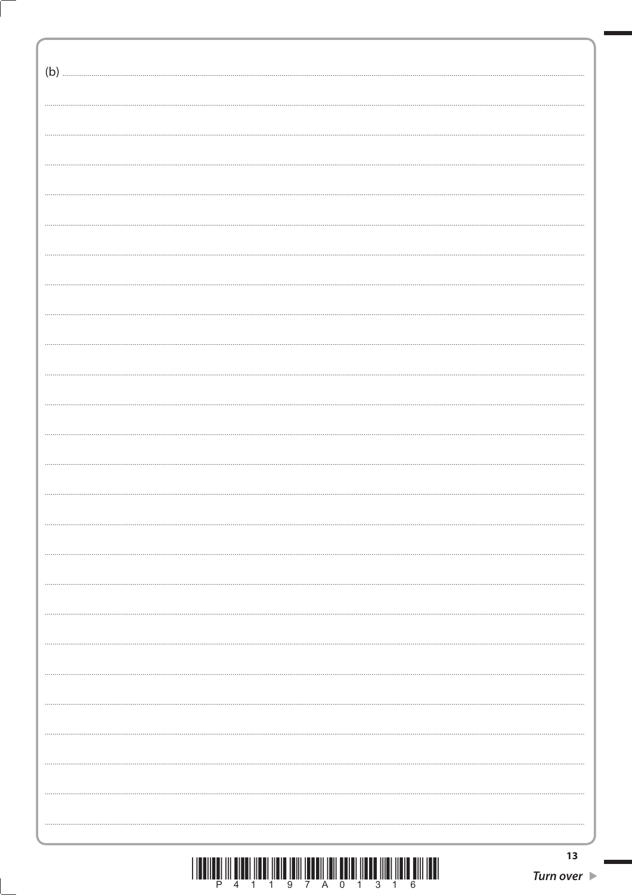(b)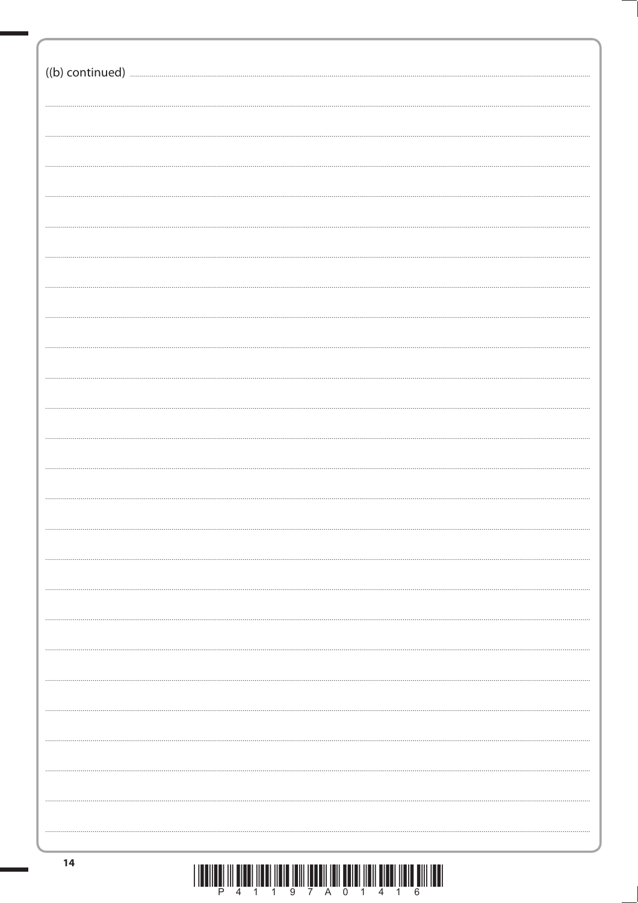((b) continued)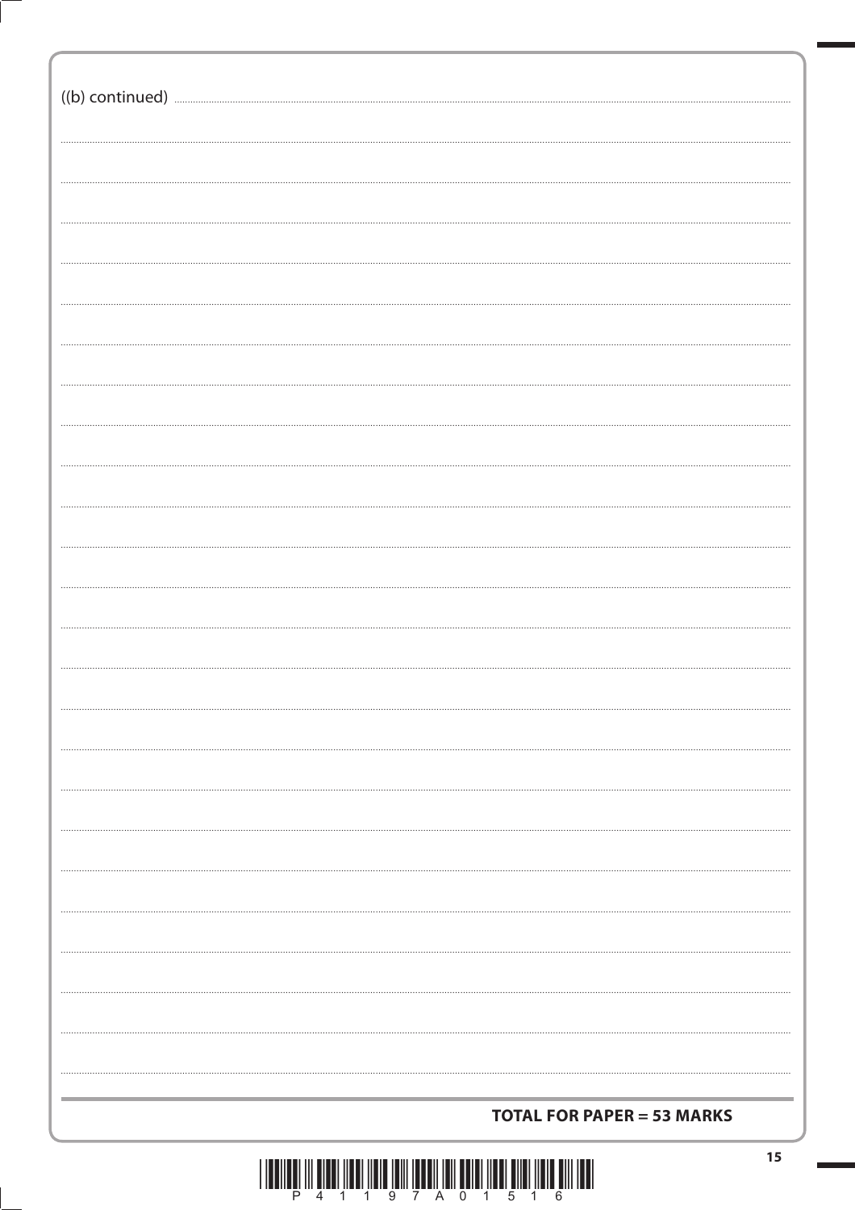((b) continued)

**TOTAL FOR PAPER = 53 MARKS**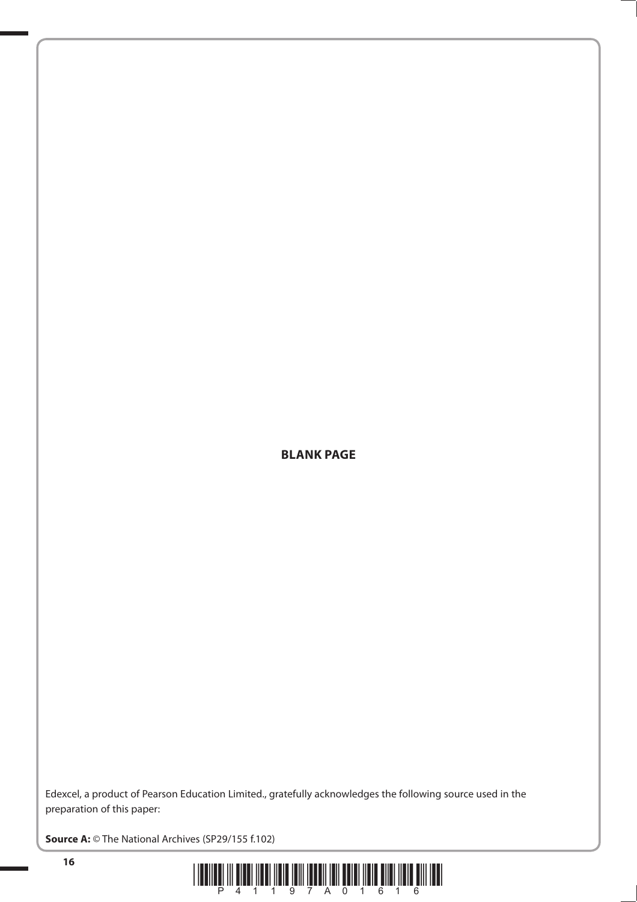**BLANK PAGE**

Edexcel, a product of Pearson Education Limited., gratefully acknowledges the following source used in the preparation of this paper:

**Source A:** © The National Archives (SP29/155 f.102)